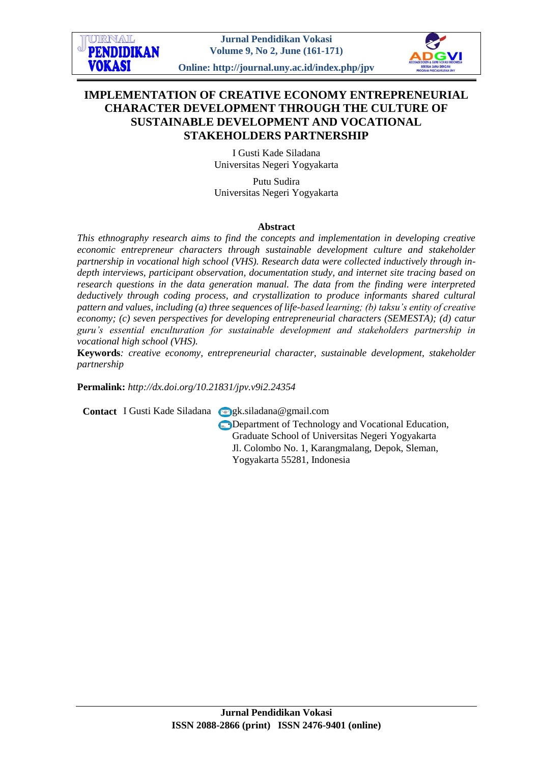# IMPLEMENTATION OF CREATIVE ECONOMY ENTREPRENEURIAL CHARACTER DEVELOPMENT THROUGH THE CULTURE OF SUSTAINABLE DEVELOPMENT AND VOCATIONAL STAKEHOLDERS PARTNERSHIP

I Gusti Kade Siladana
Universitas Negeri Yogyakarta

Putu Sudira
Universitas Negeri Yogyakarta

## Abstract

*This ethnography research aims to find the concepts and implementation in developing creative economic entrepreneur characters through sustainable development culture and stakeholder partnership in vocational high school (VHS). Research data were collected inductively through in-depth interviews, participant observation, documentation study, and internet site tracing based on research questions in the data generation manual. The data from the finding were interpreted deductively through coding process, and crystallization to produce informants shared cultural pattern and values, including (a) three sequences of life-based learning; (b) taksu's entity of creative economy; (c) seven perspectives for developing entrepreneurial characters (SEMESTA); (d) catur guru's essential enculturation for sustainable development and stakeholders partnership in vocational high school (VHS).*

**Keywords**: *creative economy, entrepreneurial character, sustainable development, stakeholder partnership*

**Permalink:** *http://dx.doi.org/10.21831/jpv.v9i2.24354*

**Contact** I Gusti Kade Siladana gk.siladana@gmail.com
Department of Technology and Vocational Education, Graduate School of Universitas Negeri Yogyakarta
Jl. Colombo No. 1, Karangmalang, Depok, Sleman, Yogyakarta 55281, Indonesia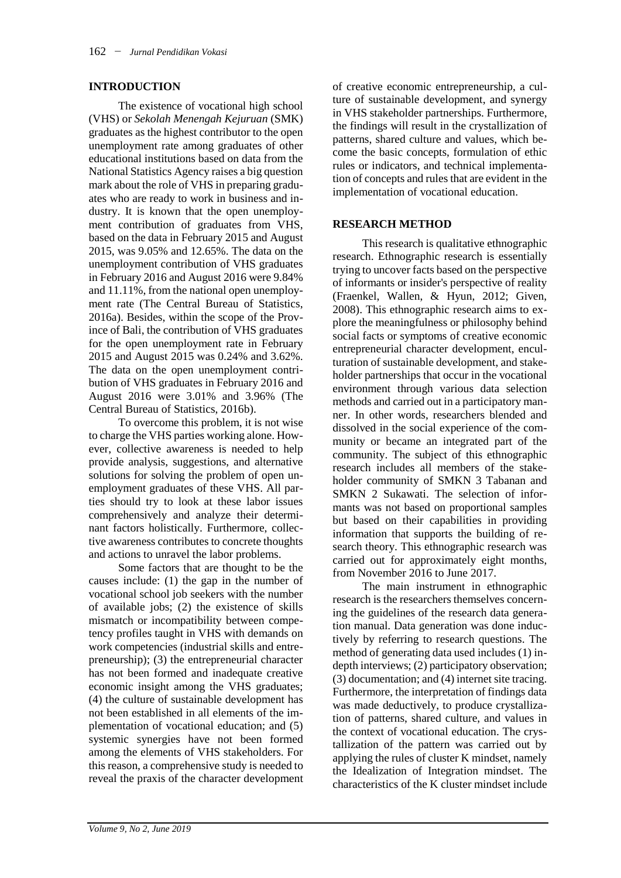## INTRODUCTION

The existence of vocational high school (VHS) or *Sekolah Menengah Kejuruan* (SMK) graduates as the highest contributor to the open unemployment rate among graduates of other educational institutions based on data from the National Statistics Agency raises a big question mark about the role of VHS in preparing graduates who are ready to work in business and industry. It is known that the open unemployment contribution of graduates from VHS, based on the data in February 2015 and August 2015, was 9.05% and 12.65%. The data on the unemployment contribution of VHS graduates in February 2016 and August 2016 were 9.84% and 11.11%, from the national open unemployment rate (The Central Bureau of Statistics, 2016a). Besides, within the scope of the Province of Bali, the contribution of VHS graduates for the open unemployment rate in February 2015 and August 2015 was 0.24% and 3.62%. The data on the open unemployment contribution of VHS graduates in February 2016 and August 2016 were 3.01% and 3.96% (The Central Bureau of Statistics, 2016b).

To overcome this problem, it is not wise to charge the VHS parties working alone. However, collective awareness is needed to help provide analysis, suggestions, and alternative solutions for solving the problem of open unemployment graduates of these VHS. All parties should try to look at these labor issues comprehensively and analyze their determinant factors holistically. Furthermore, collective awareness contributes to concrete thoughts and actions to unravel the labor problems.

Some factors that are thought to be the causes include: (1) the gap in the number of vocational school job seekers with the number of available jobs; (2) the existence of skills mismatch or incompatibility between competency profiles taught in VHS with demands on work competencies (industrial skills and entrepreneurship); (3) the entrepreneurial character has not been formed and inadequate creative economic insight among the VHS graduates; (4) the culture of sustainable development has not been established in all elements of the implementation of vocational education; and (5) systemic synergies have not been formed among the elements of VHS stakeholders. For this reason, a comprehensive study is needed to reveal the praxis of the character development of creative economic entrepreneurship, a culture of sustainable development, and synergy in VHS stakeholder partnerships. Furthermore, the findings will result in the crystallization of patterns, shared culture and values, which become the basic concepts, formulation of ethic rules or indicators, and technical implementation of concepts and rules that are evident in the implementation of vocational education.

## RESEARCH METHOD

This research is qualitative ethnographic research. Ethnographic research is essentially trying to uncover facts based on the perspective of informants or insider's perspective of reality (Fraenkel, Wallen, & Hyun, 2012; Given, 2008). This ethnographic research aims to explore the meaningfulness or philosophy behind social facts or symptoms of creative economic entrepreneurial character development, enculturation of sustainable development, and stakeholder partnerships that occur in the vocational environment through various data selection methods and carried out in a participatory manner. In other words, researchers blended and dissolved in the social experience of the community or became an integrated part of the community. The subject of this ethnographic research includes all members of the stakeholder community of SMKN 3 Tabanan and SMKN 2 Sukawati. The selection of informants was not based on proportional samples but based on their capabilities in providing information that supports the building of research theory. This ethnographic research was carried out for approximately eight months, from November 2016 to June 2017.

The main instrument in ethnographic research is the researchers themselves concerning the guidelines of the research data generation manual. Data generation was done inductively by referring to research questions. The method of generating data used includes (1) in-depth interviews; (2) participatory observation; (3) documentation; and (4) internet site tracing. Furthermore, the interpretation of findings data was made deductively, to produce crystallization of patterns, shared culture, and values in the context of vocational education. The crystallization of the pattern was carried out by applying the rules of cluster K mindset, namely the Idealization of Integration mindset. The characteristics of the K cluster mindset include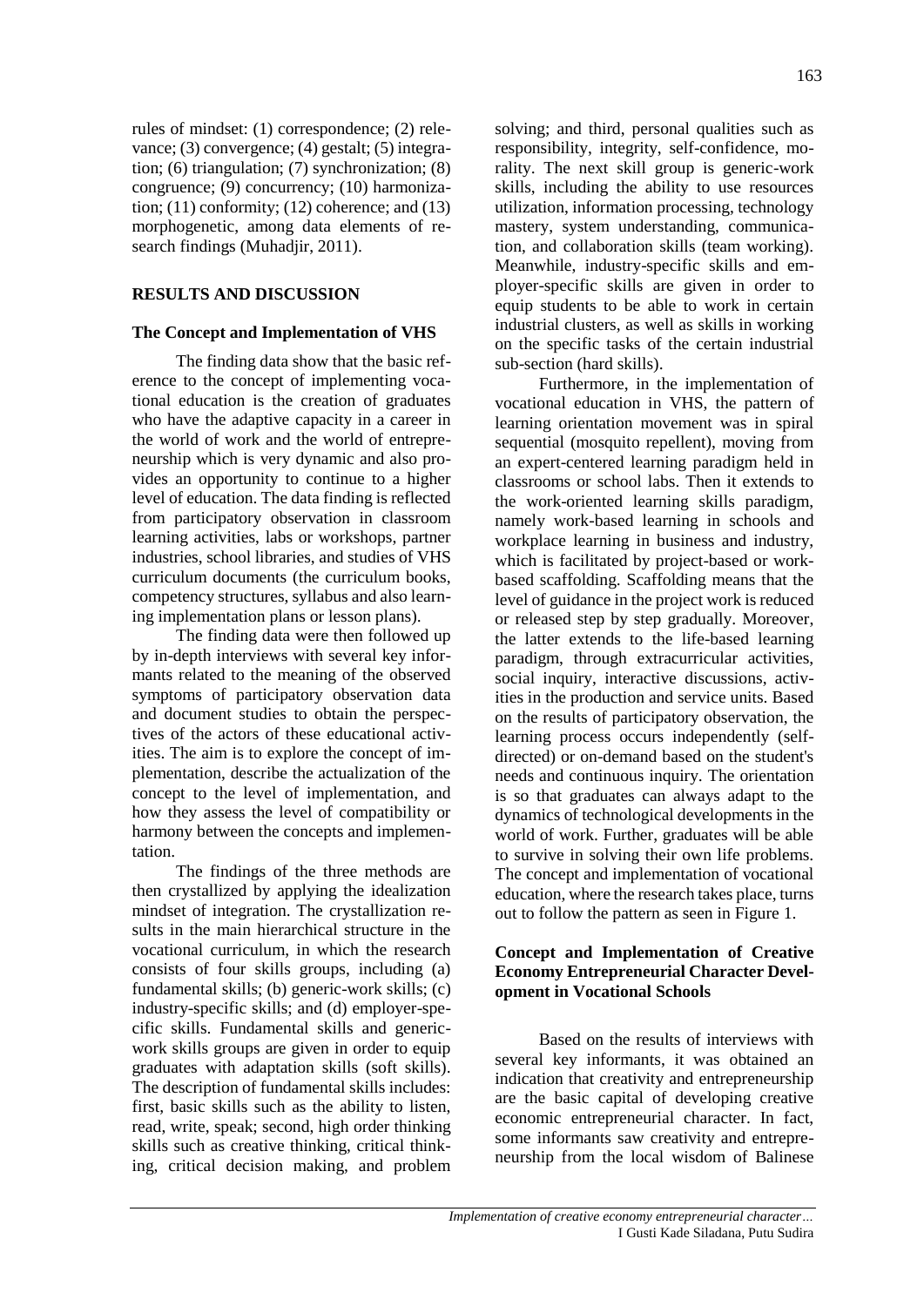rules of mindset: (1) correspondence; (2) relevance; (3) convergence; (4) gestalt; (5) integration; (6) triangulation; (7) synchronization; (8) congruence; (9) concurrency; (10) harmonization; (11) conformity; (12) coherence; and (13) morphogenetic, among data elements of research findings (Muhadjir, 2011).

## RESULTS AND DISCUSSION

### The Concept and Implementation of VHS

The finding data show that the basic reference to the concept of implementing vocational education is the creation of graduates who have the adaptive capacity in a career in the world of work and the world of entrepreneurship which is very dynamic and also provides an opportunity to continue to a higher level of education. The data finding is reflected from participatory observation in classroom learning activities, labs or workshops, partner industries, school libraries, and studies of VHS curriculum documents (the curriculum books, competency structures, syllabus and also learning implementation plans or lesson plans).

The finding data were then followed up by in-depth interviews with several key informants related to the meaning of the observed symptoms of participatory observation data and document studies to obtain the perspectives of the actors of these educational activities. The aim is to explore the concept of implementation, describe the actualization of the concept to the level of implementation, and how they assess the level of compatibility or harmony between the concepts and implementation.

The findings of the three methods are then crystallized by applying the idealization mindset of integration. The crystallization results in the main hierarchical structure in the vocational curriculum, in which the research consists of four skills groups, including (a) fundamental skills; (b) generic-work skills; (c) industry-specific skills; and (d) employer-specific skills. Fundamental skills and generic-work skills groups are given in order to equip graduates with adaptation skills (soft skills). The description of fundamental skills includes: first, basic skills such as the ability to listen, read, write, speak; second, high order thinking skills such as creative thinking, critical thinking, critical decision making, and problem solving; and third, personal qualities such as responsibility, integrity, self-confidence, morality. The next skill group is generic-work skills, including the ability to use resources utilization, information processing, technology mastery, system understanding, communication, and collaboration skills (team working). Meanwhile, industry-specific skills and employer-specific skills are given in order to equip students to be able to work in certain industrial clusters, as well as skills in working on the specific tasks of the certain industrial sub-section (hard skills).

Furthermore, in the implementation of vocational education in VHS, the pattern of learning orientation movement was in spiral sequential (mosquito repellent), moving from an expert-centered learning paradigm held in classrooms or school labs. Then it extends to the work-oriented learning skills paradigm, namely work-based learning in schools and workplace learning in business and industry, which is facilitated by project-based or work-based scaffolding. Scaffolding means that the level of guidance in the project work is reduced or released step by step gradually. Moreover, the latter extends to the life-based learning paradigm, through extracurricular activities, social inquiry, interactive discussions, activities in the production and service units. Based on the results of participatory observation, the learning process occurs independently (self-directed) or on-demand based on the student's needs and continuous inquiry. The orientation is so that graduates can always adapt to the dynamics of technological developments in the world of work. Further, graduates will be able to survive in solving their own life problems. The concept and implementation of vocational education, where the research takes place, turns out to follow the pattern as seen in Figure 1.

### Concept and Implementation of Creative Economy Entrepreneurial Character Development in Vocational Schools

Based on the results of interviews with several key informants, it was obtained an indication that creativity and entrepreneurship are the basic capital of developing creative economic entrepreneurial character. In fact, some informants saw creativity and entrepreneurship from the local wisdom of Balinese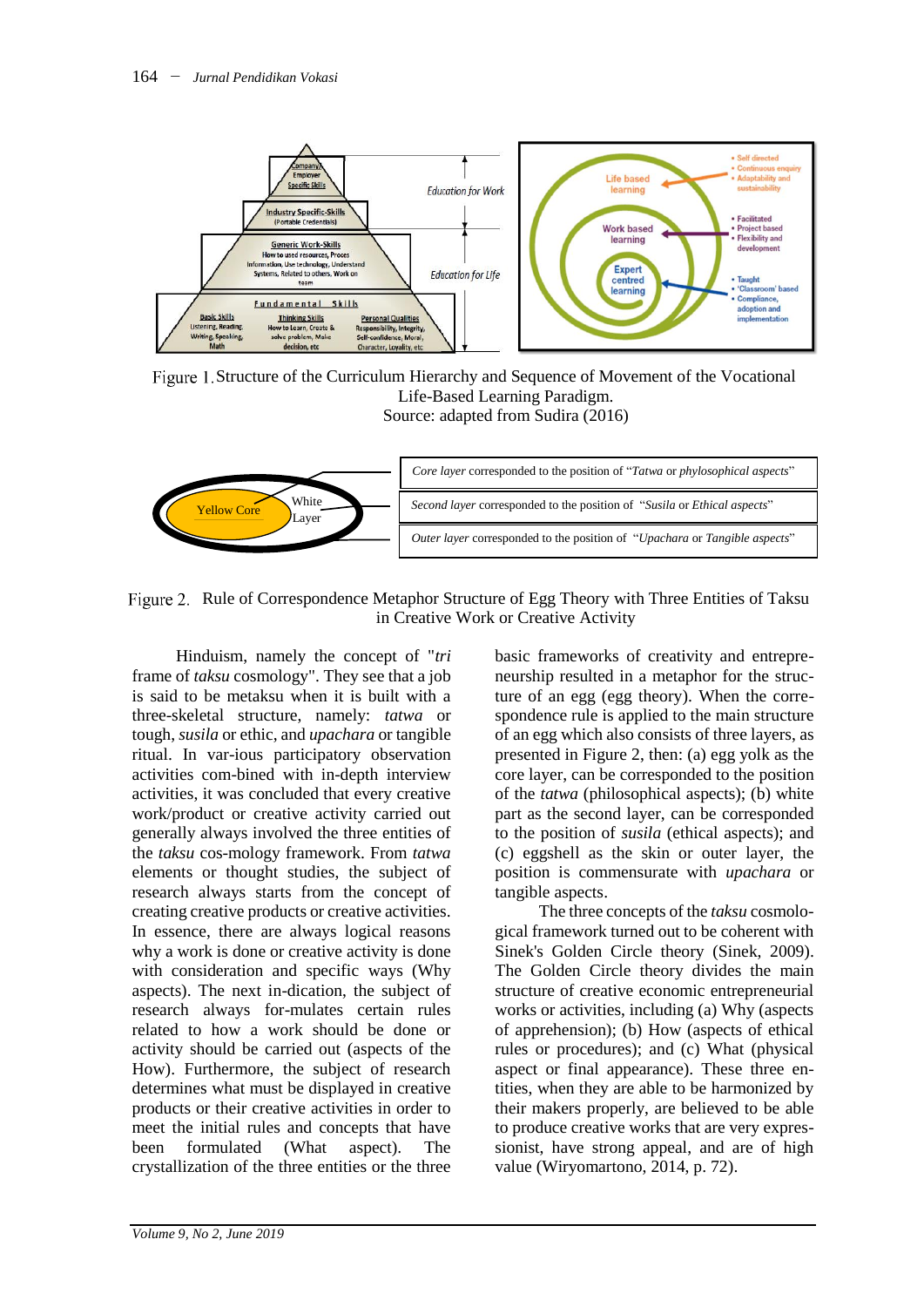Figure 1. Structure of the Curriculum Hierarchy and Sequence of Movement of the Vocational Life-Based Learning Paradigm.
Source: adapted from Sudira (2016)

Figure 2. Rule of Correspondence Metaphor Structure of Egg Theory with Three Entities of Taksu in Creative Work or Creative Activity

Hinduism, namely the concept of "*tri* frame of *taksu* cosmology". They see that a job is said to be metaksu when it is built with a three-skeletal structure, namely: *tatwa* or tough, *susila* or ethic, and *upachara* or tangible ritual. In var-ious participatory observation activities com-bined with in-depth interview activities, it was concluded that every creative work/product or creative activity carried out generally always involved the three entities of the *taksu* cos-mology framework. From *tatwa* elements or thought studies, the subject of research always starts from the concept of creating creative products or creative activities. In essence, there are always logical reasons why a work is done or creative activity is done with consideration and specific ways (Why aspects). The next in-dication, the subject of research always for-mulates certain rules related to how a work should be done or activity should be carried out (aspects of the How). Furthermore, the subject of research determines what must be displayed in creative products or their creative activities in order to meet the initial rules and concepts that have been formulated (What aspect). The crystallization of the three entities or the three basic frameworks of creativity and entrepre-neurship resulted in a metaphor for the struc-ture of an egg (egg theory). When the corre-spondence rule is applied to the main structure of an egg which also consists of three layers, as presented in Figure 2, then: (a) egg yolk as the core layer, can be corresponded to the position of the *tatwa* (philosophical aspects); (b) white part as the second layer, can be corresponded to the position of *susila* (ethical aspects); and (c) eggshell as the skin or outer layer, the position is commensurate with *upachara* or tangible aspects.

The three concepts of the *taksu* cosmolo-gical framework turned out to be coherent with Sinek's Golden Circle theory (Sinek, 2009). The Golden Circle theory divides the main structure of creative economic entrepreneurial works or activities, including (a) Why (aspects of apprehension); (b) How (aspects of ethical rules or procedures); and (c) What (physical aspect or final appearance). These three en-tities, when they are able to be harmonized by their makers properly, are believed to be able to produce creative works that are very expres-sionist, have strong appeal, and are of high value (Wiryomartono, 2014, p. 72).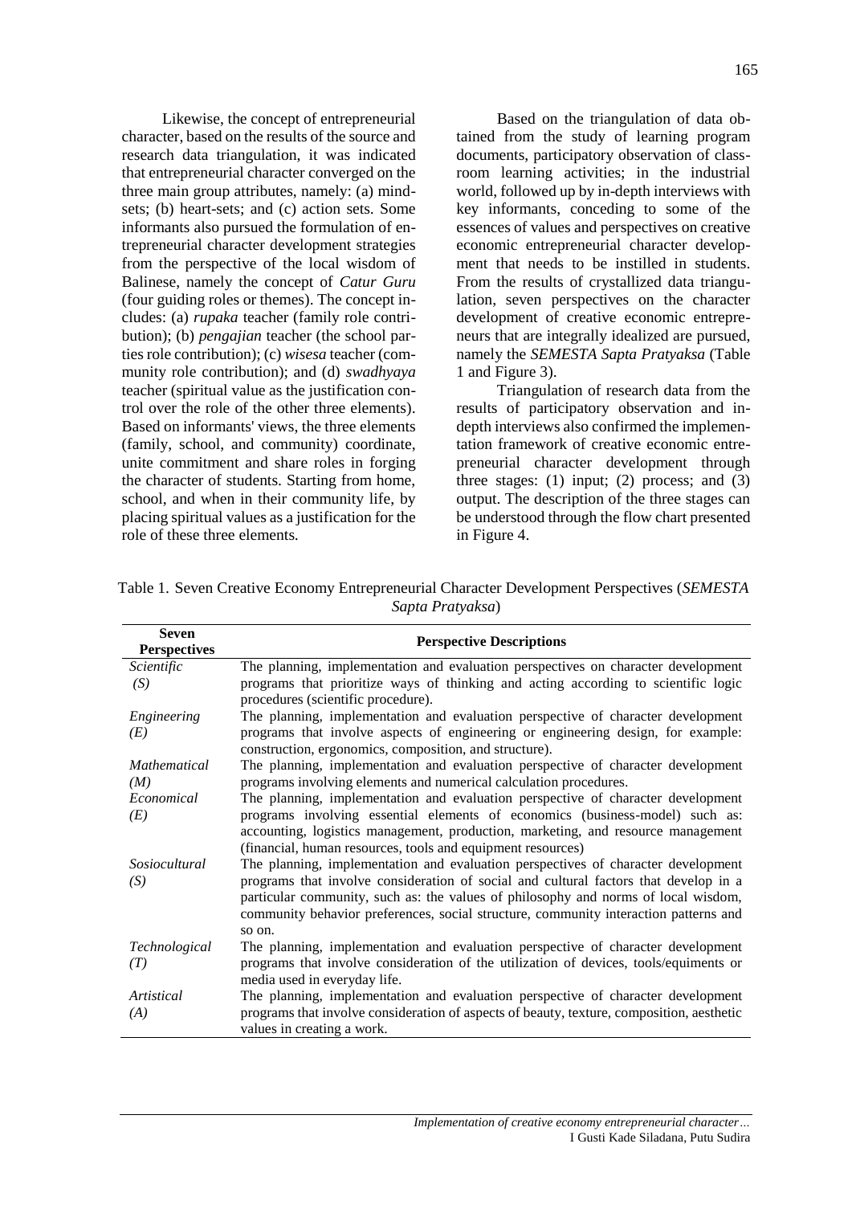Likewise, the concept of entrepreneurial character, based on the results of the source and research data triangulation, it was indicated that entrepreneurial character converged on the three main group attributes, namely: (a) mind-sets; (b) heart-sets; and (c) action sets. Some informants also pursued the formulation of entrepreneurial character development strategies from the perspective of the local wisdom of Balinese, namely the concept of *Catur Guru* (four guiding roles or themes). The concept includes: (a) *rupaka* teacher (family role contribution); (b) *pengajian* teacher (the school parties role contribution); (c) *wisesa* teacher (community role contribution); and (d) *swadhyaya* teacher (spiritual value as the justification control over the role of the other three elements). Based on informants' views, the three elements (family, school, and community) coordinate, unite commitment and share roles in forging the character of students. Starting from home, school, and when in their community life, by placing spiritual values as a justification for the role of these three elements.

Based on the triangulation of data obtained from the study of learning program documents, participatory observation of classroom learning activities; in the industrial world, followed up by in-depth interviews with key informants, conceding to some of the essences of values and perspectives on creative economic entrepreneurial character development that needs to be instilled in students. From the results of crystallized data triangulation, seven perspectives on the character development of creative economic entrepreneurs that are integrally idealized are pursued, namely the *SEMESTA Sapta Pratyaksa* (Table 1 and Figure 3).

Triangulation of research data from the results of participatory observation and in-depth interviews also confirmed the implementation framework of creative economic entrepreneurial character development through three stages: (1) input; (2) process; and (3) output. The description of the three stages can be understood through the flow chart presented in Figure 4.

Table 1. Seven Creative Economy Entrepreneurial Character Development Perspectives (*SEMESTA Sapta Pratyaksa*)

| Seven Perspectives | Perspective Descriptions |
|---|---|
| *Scientific (S)* | The planning, implementation and evaluation perspectives on character development programs that prioritize ways of thinking and acting according to scientific logic procedures (scientific procedure). |
| *Engineering (E)* | The planning, implementation and evaluation perspective of character development programs that involve aspects of engineering or engineering design, for example: construction, ergonomics, composition, and structure). |
| *Mathematical (M)* | The planning, implementation and evaluation perspective of character development programs involving elements and numerical calculation procedures. |
| *Economical (E)* | The planning, implementation and evaluation perspective of character development programs involving essential elements of economics (business-model) such as: accounting, logistics management, production, marketing, and resource management (financial, human resources, tools and equipment resources) |
| *Sosiocultural (S)* | The planning, implementation and evaluation perspectives of character development programs that involve consideration of social and cultural factors that develop in a particular community, such as: the values of philosophy and norms of local wisdom, community behavior preferences, social structure, community interaction patterns and so on. |
| *Technological (T)* | The planning, implementation and evaluation perspective of character development programs that involve consideration of the utilization of devices, tools/equiments or media used in everyday life. |
| *Artistical (A)* | The planning, implementation and evaluation perspective of character development programs that involve consideration of aspects of beauty, texture, composition, aesthetic values in creating a work. |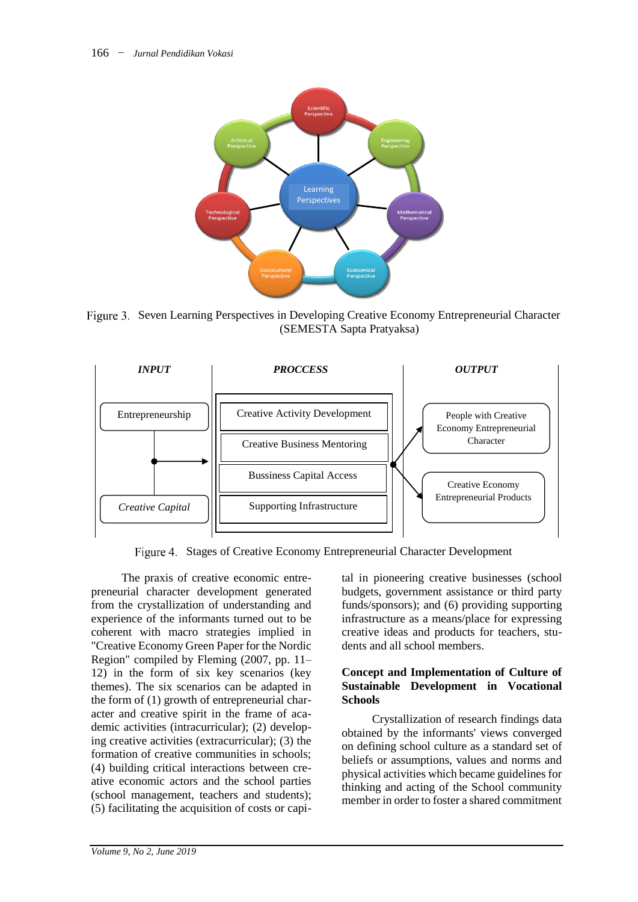Figure 3. Seven Learning Perspectives in Developing Creative Economy Entrepreneurial Character (SEMESTA Sapta Pratyaksa)

Figure 4. Stages of Creative Economy Entrepreneurial Character Development

The praxis of creative economic entrepreneurial character development generated from the crystallization of understanding and experience of the informants turned out to be coherent with macro strategies implied in "Creative Economy Green Paper for the Nordic Region" compiled by Fleming (2007, pp. 11–12) in the form of six key scenarios (key themes). The six scenarios can be adapted in the form of (1) growth of entrepreneurial character and creative spirit in the frame of academic activities (intracurricular); (2) developing creative activities (extracurricular); (3) the formation of creative communities in schools; (4) building critical interactions between creative economic actors and the school parties (school management, teachers and students); (5) facilitating the acquisition of costs or capital in pioneering creative businesses (school budgets, government assistance or third party funds/sponsors); and (6) providing supporting infrastructure as a means/place for expressing creative ideas and products for teachers, students and all school members.

## Concept and Implementation of Culture of Sustainable Development in Vocational Schools

Crystallization of research findings data obtained by the informants' views converged on defining school culture as a standard set of beliefs or assumptions, values and norms and physical activities which became guidelines for thinking and acting of the School community member in order to foster a shared commitment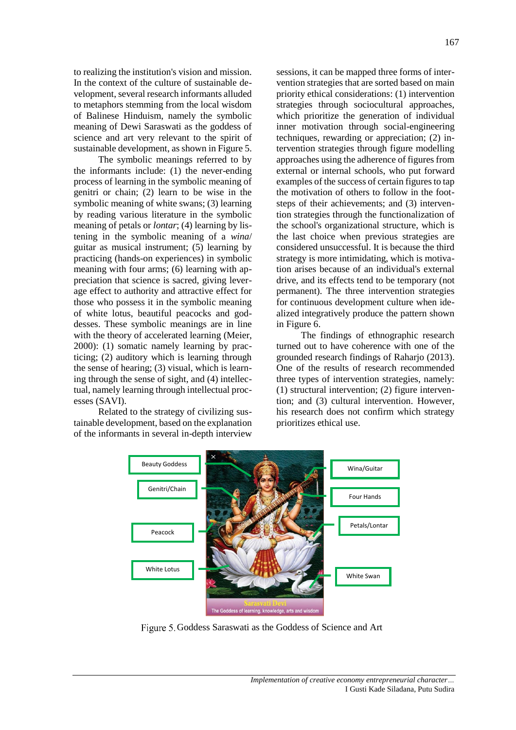to realizing the institution's vision and mission. In the context of the culture of sustainable development, several research informants alluded to metaphors stemming from the local wisdom of Balinese Hinduism, namely the symbolic meaning of Dewi Saraswati as the goddess of science and art very relevant to the spirit of sustainable development, as shown in Figure 5.

The symbolic meanings referred to by the informants include: (1) the never-ending process of learning in the symbolic meaning of genitri or chain; (2) learn to be wise in the symbolic meaning of white swans; (3) learning by reading various literature in the symbolic meaning of petals or *lontar*; (4) learning by listening in the symbolic meaning of a *wina*/guitar as musical instrument; (5) learning by practicing (hands-on experiences) in symbolic meaning with four arms; (6) learning with appreciation that science is sacred, giving leverage effect to authority and attractive effect for those who possess it in the symbolic meaning of white lotus, beautiful peacocks and goddesses. These symbolic meanings are in line with the theory of accelerated learning (Meier, 2000): (1) somatic namely learning by practicing; (2) auditory which is learning through the sense of hearing; (3) visual, which is learning through the sense of sight, and (4) intellectual, namely learning through intellectual processes (SAVI).

Related to the strategy of civilizing sustainable development, based on the explanation of the informants in several in-depth interview sessions, it can be mapped three forms of intervention strategies that are sorted based on main priority ethical considerations: (1) intervention strategies through sociocultural approaches, which prioritize the generation of individual inner motivation through social-engineering techniques, rewarding or appreciation; (2) intervention strategies through figure modelling approaches using the adherence of figures from external or internal schools, who put forward examples of the success of certain figures to tap the motivation of others to follow in the footsteps of their achievements; and (3) intervention strategies through the functionalization of the school's organizational structure, which is the last choice when previous strategies are considered unsuccessful. It is because the third strategy is more intimidating, which is motivation arises because of an individual's external drive, and its effects tend to be temporary (not permanent). The three intervention strategies for continuous development culture when idealized integratively produce the pattern shown in Figure 6.

The findings of ethnographic research turned out to have coherence with one of the grounded research findings of Raharjo (2013). One of the results of research recommended three types of intervention strategies, namely: (1) structural intervention; (2) figure intervention; and (3) cultural intervention. However, his research does not confirm which strategy prioritizes ethical use.

Figure 5. Goddess Saraswati as the Goddess of Science and Art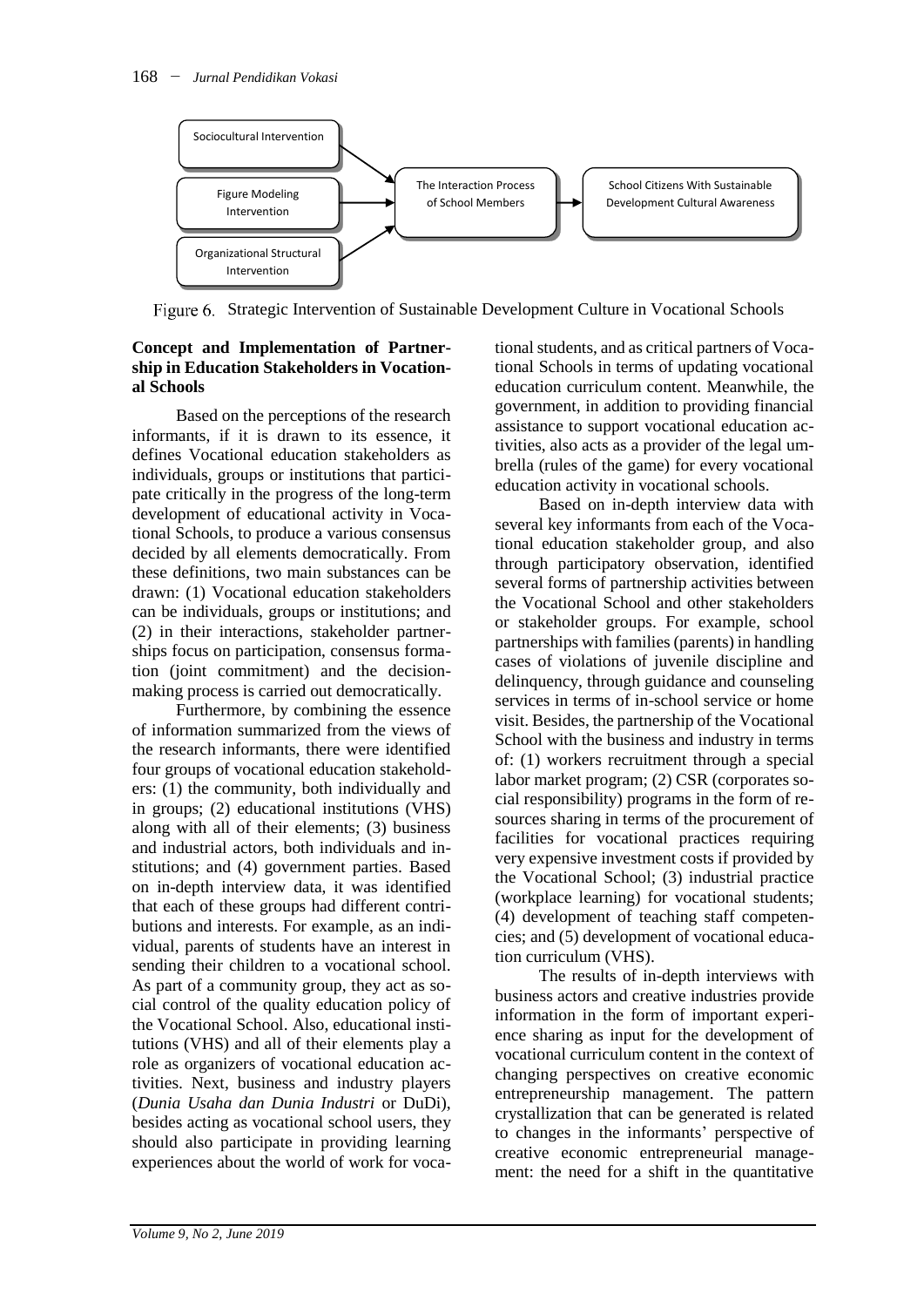Sociocultural Intervention

Figure Modeling Intervention

Organizational Structural Intervention

The Interaction Process of School Members

School Citizens With Sustainable Development Cultural Awareness

Figure 6. Strategic Intervention of Sustainable Development Culture in Vocational Schools

**Concept and Implementation of Partnership in Education Stakeholders in Vocational Schools**

Based on the perceptions of the research informants, if it is drawn to its essence, it defines Vocational education stakeholders as individuals, groups or institutions that participate critically in the progress of the long-term development of educational activity in Vocational Schools, to produce a various consensus decided by all elements democratically. From these definitions, two main substances can be drawn: (1) Vocational education stakeholders can be individuals, groups or institutions; and (2) in their interactions, stakeholder partnerships focus on participation, consensus formation (joint commitment) and the decision-making process is carried out democratically.

Furthermore, by combining the essence of information summarized from the views of the research informants, there were identified four groups of vocational education stakeholders: (1) the community, both individually and in groups; (2) educational institutions (VHS) along with all of their elements; (3) business and industrial actors, both individuals and institutions; and (4) government parties. Based on in-depth interview data, it was identified that each of these groups had different contributions and interests. For example, as an individual, parents of students have an interest in sending their children to a vocational school. As part of a community group, they act as social control of the quality education policy of the Vocational School. Also, educational institutions (VHS) and all of their elements play a role as organizers of vocational education activities. Next, business and industry players (*Dunia Usaha dan Dunia Industri* or DuDi), besides acting as vocational school users, they should also participate in providing learning experiences about the world of work for vocational students, and as critical partners of Vocational Schools in terms of updating vocational education curriculum content. Meanwhile, the government, in addition to providing financial assistance to support vocational education activities, also acts as a provider of the legal umbrella (rules of the game) for every vocational education activity in vocational schools.

Based on in-depth interview data with several key informants from each of the Vocational education stakeholder group, and also through participatory observation, identified several forms of partnership activities between the Vocational School and other stakeholders or stakeholder groups. For example, school partnerships with families (parents) in handling cases of violations of juvenile discipline and delinquency, through guidance and counseling services in terms of in-school service or home visit. Besides, the partnership of the Vocational School with the business and industry in terms of: (1) workers recruitment through a special labor market program; (2) CSR (corporates social responsibility) programs in the form of resources sharing in terms of the procurement of facilities for vocational practices requiring very expensive investment costs if provided by the Vocational School; (3) industrial practice (workplace learning) for vocational students; (4) development of teaching staff competencies; and (5) development of vocational education curriculum (VHS).

The results of in-depth interviews with business actors and creative industries provide information in the form of important experience sharing as input for the development of vocational curriculum content in the context of changing perspectives on creative economic entrepreneurship management. The pattern crystallization that can be generated is related to changes in the informants' perspective of creative economic entrepreneurial management: the need for a shift in the quantitative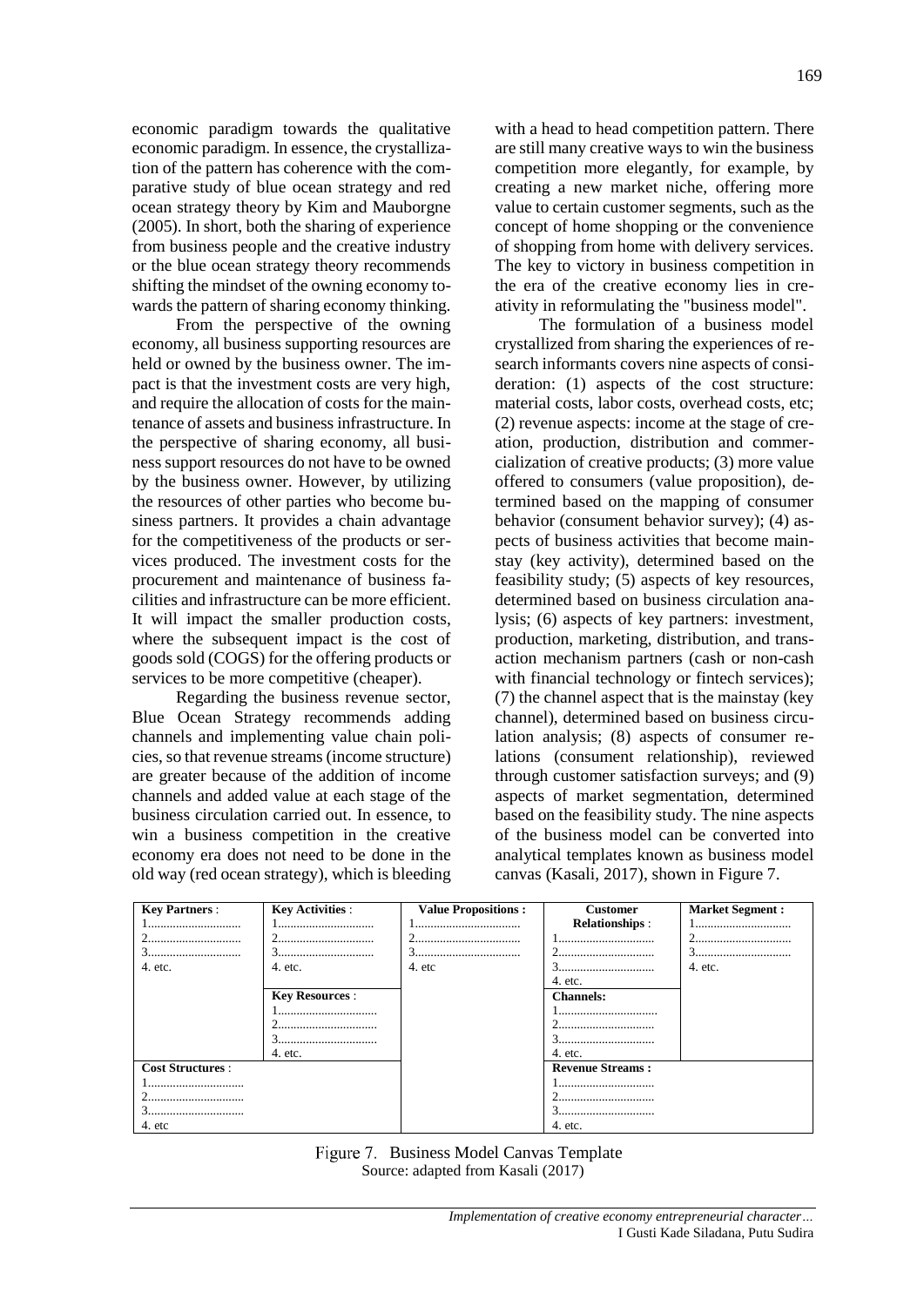economic paradigm towards the qualitative economic paradigm. In essence, the crystallization of the pattern has coherence with the comparative study of blue ocean strategy and red ocean strategy theory by Kim and Mauborgne (2005). In short, both the sharing of experience from business people and the creative industry or the blue ocean strategy theory recommends shifting the mindset of the owning economy towards the pattern of sharing economy thinking.

From the perspective of the owning economy, all business supporting resources are held or owned by the business owner. The impact is that the investment costs are very high, and require the allocation of costs for the maintenance of assets and business infrastructure. In the perspective of sharing economy, all business support resources do not have to be owned by the business owner. However, by utilizing the resources of other parties who become business partners. It provides a chain advantage for the competitiveness of the products or services produced. The investment costs for the procurement and maintenance of business facilities and infrastructure can be more efficient. It will impact the smaller production costs, where the subsequent impact is the cost of goods sold (COGS) for the offering products or services to be more competitive (cheaper).

Regarding the business revenue sector, Blue Ocean Strategy recommends adding channels and implementing value chain policies, so that revenue streams (income structure) are greater because of the addition of income channels and added value at each stage of the business circulation carried out. In essence, to win a business competition in the creative economy era does not need to be done in the old way (red ocean strategy), which is bleeding with a head to head competition pattern. There are still many creative ways to win the business competition more elegantly, for example, by creating a new market niche, offering more value to certain customer segments, such as the concept of home shopping or the convenience of shopping from home with delivery services. The key to victory in business competition in the era of the creative economy lies in creativity in reformulating the "business model".

The formulation of a business model crystallized from sharing the experiences of research informants covers nine aspects of consideration: (1) aspects of the cost structure: material costs, labor costs, overhead costs, etc; (2) revenue aspects: income at the stage of creation, production, distribution and commercialization of creative products; (3) more value offered to consumers (value proposition), determined based on the mapping of consumer behavior (consument behavior survey); (4) aspects of business activities that become mainstay (key activity), determined based on the feasibility study; (5) aspects of key resources, determined based on business circulation analysis; (6) aspects of key partners: investment, production, marketing, distribution, and transaction mechanism partners (cash or non-cash with financial technology or fintech services); (7) the channel aspect that is the mainstay (key channel), determined based on business circulation analysis; (8) aspects of consumer relations (consument relationship), reviewed through customer satisfaction surveys; and (9) aspects of market segmentation, determined based on the feasibility study. The nine aspects of the business model can be converted into analytical templates known as business model canvas (Kasali, 2017), shown in Figure 7.

| **Key Partners** : | **Key Activities** : | **Value Propositions :** | **Customer Relationships** : | **Market Segment :** |
|---|---|---|---|---|
| 1............................. | 1.............................. | 1................................. | 1.............................. | 1.............................. |
| 2............................. | 2.............................. | 2................................. | 2.............................. | 2.............................. |
| 3............................. | 3.............................. | 3................................. | 3.............................. | 3.............................. |
| 4. etc. | 4. etc. | 4. etc | 4. etc. | 4. etc. |
| | **Key Resources** : | | **Channels:** | |
| | 1................................ | | 1................................ | |
| | 2................................ | | 2.............................. | |
| | 3................................ | | 3.............................. | |
| | 4. etc. | | 4. etc. | |
| **Cost Structures** : | | | **Revenue Streams :** | |
| 1.............................. | | | 1.............................. | |
| 2.............................. | | | 2.............................. | |
| 3.............................. | | | 3.............................. | |
| 4. etc | | | 4. etc. | |

Figure 7. Business Model Canvas Template
Source: adapted from Kasali (2017)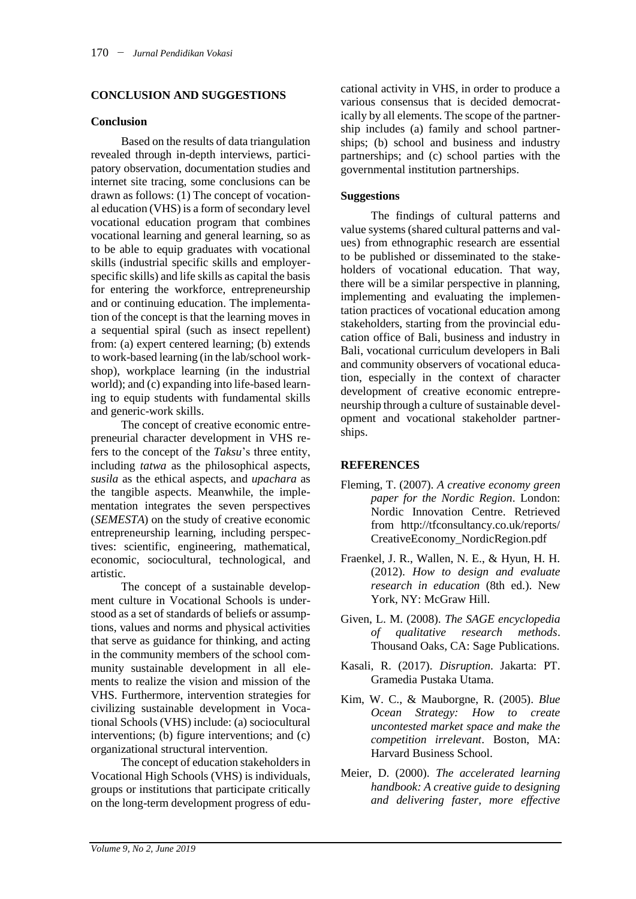## CONCLUSION AND SUGGESTIONS

### Conclusion

Based on the results of data triangulation revealed through in-depth interviews, participatory observation, documentation studies and internet site tracing, some conclusions can be drawn as follows: (1) The concept of vocational education (VHS) is a form of secondary level vocational education program that combines vocational learning and general learning, so as to be able to equip graduates with vocational skills (industrial specific skills and employer-specific skills) and life skills as capital the basis for entering the workforce, entrepreneurship and or continuing education. The implementation of the concept is that the learning moves in a sequential spiral (such as insect repellent) from: (a) expert centered learning; (b) extends to work-based learning (in the lab/school workshop), workplace learning (in the industrial world); and (c) expanding into life-based learning to equip students with fundamental skills and generic-work skills.

The concept of creative economic entrepreneurial character development in VHS refers to the concept of the *Taksu*'s three entity, including *tatwa* as the philosophical aspects, *susila* as the ethical aspects, and *upachara* as the tangible aspects. Meanwhile, the implementation integrates the seven perspectives (*SEMESTA*) on the study of creative economic entrepreneurship learning, including perspectives: scientific, engineering, mathematical, economic, sociocultural, technological, and artistic.

The concept of a sustainable development culture in Vocational Schools is understood as a set of standards of beliefs or assumptions, values and norms and physical activities that serve as guidance for thinking, and acting in the community members of the school community sustainable development in all elements to realize the vision and mission of the VHS. Furthermore, intervention strategies for civilizing sustainable development in Vocational Schools (VHS) include: (a) sociocultural interventions; (b) figure interventions; and (c) organizational structural intervention.

The concept of education stakeholders in Vocational High Schools (VHS) is individuals, groups or institutions that participate critically on the long-term development progress of educational activity in VHS, in order to produce a various consensus that is decided democratically by all elements. The scope of the partnership includes (a) family and school partnerships; (b) school and business and industry partnerships; and (c) school parties with the governmental institution partnerships.

### Suggestions

The findings of cultural patterns and value systems (shared cultural patterns and values) from ethnographic research are essential to be published or disseminated to the stakeholders of vocational education. That way, there will be a similar perspective in planning, implementing and evaluating the implementation practices of vocational education among stakeholders, starting from the provincial education office of Bali, business and industry in Bali, vocational curriculum developers in Bali and community observers of vocational education, especially in the context of character development of creative economic entrepreneurship through a culture of sustainable development and vocational stakeholder partnerships.

## REFERENCES

Fleming, T. (2007). *A creative economy green paper for the Nordic Region*. London: Nordic Innovation Centre. Retrieved from http://tfconsultancy.co.uk/reports/CreativeEconomy_NordicRegion.pdf

Fraenkel, J. R., Wallen, N. E., & Hyun, H. H. (2012). *How to design and evaluate research in education* (8th ed.). New York, NY: McGraw Hill.

Given, L. M. (2008). *The SAGE encyclopedia of qualitative research methods*. Thousand Oaks, CA: Sage Publications.

Kasali, R. (2017). *Disruption*. Jakarta: PT. Gramedia Pustaka Utama.

Kim, W. C., & Mauborgne, R. (2005). *Blue Ocean Strategy: How to create uncontested market space and make the competition irrelevant*. Boston, MA: Harvard Business School.

Meier, D. (2000). *The accelerated learning handbook: A creative guide to designing and delivering faster, more effective*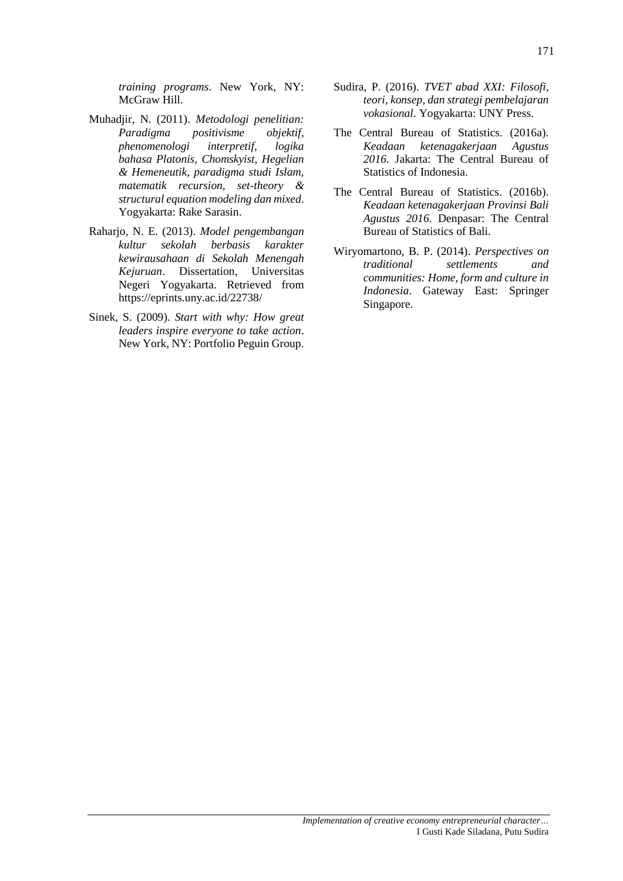*training programs*. New York, NY: McGraw Hill.

Muhadjir, N. (2011). *Metodologi penelitian: Paradigma positivisme objektif, phenomenologi interpretif, logika bahasa Platonis, Chomskyist, Hegelian & Hemeneutik, paradigma studi Islam, matematik recursion, set-theory & structural equation modeling dan mixed*. Yogyakarta: Rake Sarasin.

Raharjo, N. E. (2013). *Model pengembangan kultur sekolah berbasis karakter kewirausahaan di Sekolah Menengah Kejuruan*. Dissertation, Universitas Negeri Yogyakarta. Retrieved from https://eprints.uny.ac.id/22738/

Sinek, S. (2009). *Start with why: How great leaders inspire everyone to take action*. New York, NY: Portfolio Peguin Group.

Sudira, P. (2016). *TVET abad XXI: Filosofi, teori, konsep, dan strategi pembelajaran vokasional*. Yogyakarta: UNY Press.

The Central Bureau of Statistics. (2016a). *Keadaan ketenagakerjaan Agustus 2016*. Jakarta: The Central Bureau of Statistics of Indonesia.

The Central Bureau of Statistics. (2016b). *Keadaan ketenagakerjaan Provinsi Bali Agustus 2016*. Denpasar: The Central Bureau of Statistics of Bali.

Wiryomartono, B. P. (2014). *Perspectives on traditional settlements and communities: Home, form and culture in Indonesia*. Gateway East: Springer Singapore.